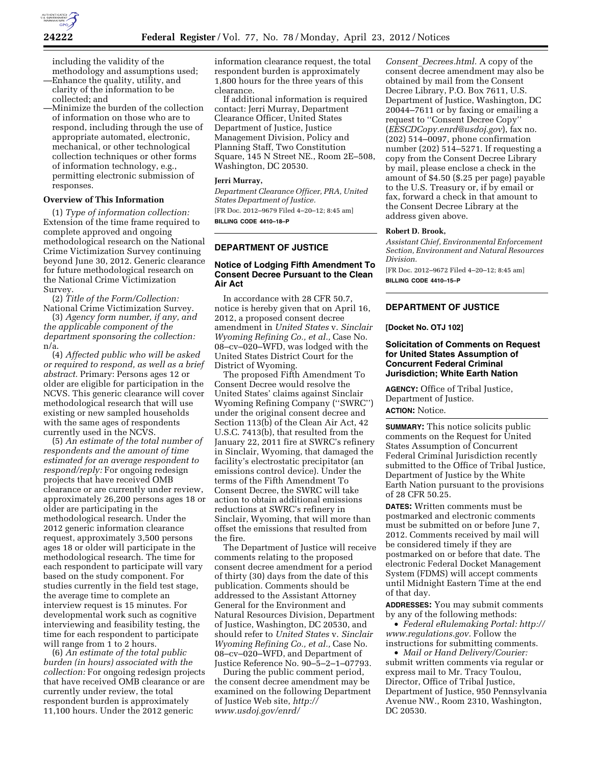including the validity of the methodology and assumptions used;

—Enhance the quality, utility, and clarity of the information to be collected; and

—Minimize the burden of the collection of information on those who are to respond, including through the use of appropriate automated, electronic, mechanical, or other technological collection techniques or other forms of information technology, e.g., permitting electronic submission of responses.

**Overview of This Information**

(1) *Type of information collection:* Extension of the time frame required to complete approved and ongoing methodological research on the National Crime Victimization Survey continuing beyond June 30, 2012. Generic clearance for future methodological research on the National Crime Victimization Survey.

(2) *Title of the Form/Collection:* National Crime Victimization Survey.

(3) *Agency form number, if any, and the applicable component of the department sponsoring the collection:* n/a.

(4) *Affected public who will be asked or required to respond, as well as a brief abstract.* Primary: Persons ages 12 or older are eligible for participation in the NCVS. This generic clearance will cover methodological research that will use existing or new sampled households with the same ages of respondents currently used in the NCVS.

(5) *An estimate of the total number of respondents and the amount of time estimated for an average respondent to respond/reply:* For ongoing redesign projects that have received OMB clearance or are currently under review, approximately 26,200 persons ages 18 or older are participating in the methodological research. Under the 2012 generic information clearance request, approximately 3,500 persons ages 18 or older will participate in the methodological research. The time for each respondent to participate will vary based on the study component. For studies currently in the field test stage, the average time to complete an interview request is 15 minutes. For developmental work such as cognitive interviewing and feasibility testing, the time for each respondent to participate will range from 1 to 2 hours.

(6) *An estimate of the total public burden (in hours) associated with the collection:* For ongoing redesign projects that have received OMB clearance or are currently under review, the total respondent burden is approximately 11,100 hours. Under the 2012 generic information clearance request, the total respondent burden is approximately 1,800 hours for the three years of this clearance.

If additional information is required contact: Jerri Murray, Department Clearance Officer, United States Department of Justice, Justice Management Division, Policy and Planning Staff, Two Constitution Square, 145 N Street NE., Room 2E–508, Washington, DC 20530.

**Jerri Murray,**

*Department Clearance Officer, PRA, United States Department of Justice.*

[FR Doc. 2012–9679 Filed 4–20–12; 8:45 am]

**BILLING CODE 4410–18–P**

## DEPARTMENT OF JUSTICE

### Notice of Lodging Fifth Amendment To Consent Decree Pursuant to the Clean Air Act

In accordance with 28 CFR 50.7, notice is hereby given that on April 16, 2012, a proposed consent decree amendment in *United States* v. *Sinclair Wyoming Refining Co., et al.,* Case No. 08–cv–020–WFD, was lodged with the United States District Court for the District of Wyoming.

The proposed Fifth Amendment To Consent Decree would resolve the United States' claims against Sinclair Wyoming Refining Company ("SWRC") under the original consent decree and Section 113(b) of the Clean Air Act, 42 U.S.C. 7413(b), that resulted from the January 22, 2011 fire at SWRC's refinery in Sinclair, Wyoming, that damaged the facility's electrostatic precipitator (an emissions control device). Under the terms of the Fifth Amendment To Consent Decree, the SWRC will take action to obtain additional emissions reductions at SWRC's refinery in Sinclair, Wyoming, that will more than offset the emissions that resulted from the fire.

The Department of Justice will receive comments relating to the proposed consent decree amendment for a period of thirty (30) days from the date of this publication. Comments should be addressed to the Assistant Attorney General for the Environment and Natural Resources Division, Department of Justice, Washington, DC 20530, and should refer to *United States* v. *Sinclair Wyoming Refining Co., et al.,* Case No. 08–cv–020–WFD, and Department of Justice Reference No. 90–5–2–1–07793.

During the public comment period, the consent decree amendment may be examined on the following Department of Justice Web site, *http://www.usdoj.gov/enrd/Consent_Decrees.html.* A copy of the consent decree amendment may also be obtained by mail from the Consent Decree Library, P.O. Box 7611, U.S. Department of Justice, Washington, DC 20044–7611 or by faxing or emailing a request to "Consent Decree Copy" (*EESCDCopy.enrd@usdoj.gov*), fax no. (202) 514–0097, phone confirmation number (202) 514–5271. If requesting a copy from the Consent Decree Library by mail, please enclose a check in the amount of $4.50 ($.25 per page) payable to the U.S. Treasury or, if by email or fax, forward a check in that amount to the Consent Decree Library at the address given above.

**Robert D. Brook,**

*Assistant Chief, Environmental Enforcement Section, Environment and Natural Resources Division.*

[FR Doc. 2012–9672 Filed 4–20–12; 8:45 am]

**BILLING CODE 4410–15–P**

## DEPARTMENT OF JUSTICE

**[Docket No. OTJ 102]**

### Solicitation of Comments on Request for United States Assumption of Concurrent Federal Criminal Jurisdiction; White Earth Nation

**AGENCY:** Office of Tribal Justice, Department of Justice.

**ACTION:** Notice.

**SUMMARY:** This notice solicits public comments on the Request for United States Assumption of Concurrent Federal Criminal Jurisdiction recently submitted to the Office of Tribal Justice, Department of Justice by the White Earth Nation pursuant to the provisions of 28 CFR 50.25.

**DATES:** Written comments must be postmarked and electronic comments must be submitted on or before June 7, 2012. Comments received by mail will be considered timely if they are postmarked on or before that date. The electronic Federal Docket Management System (FDMS) will accept comments until Midnight Eastern Time at the end of that day.

**ADDRESSES:** You may submit comments by any of the following methods:

- *Federal eRulemaking Portal: http://www.regulations.gov.* Follow the instructions for submitting comments.
- *Mail or Hand Delivery/Courier:* submit written comments via regular or express mail to Mr. Tracy Toulou, Director, Office of Tribal Justice, Department of Justice, 950 Pennsylvania Avenue NW., Room 2310, Washington, DC 20530.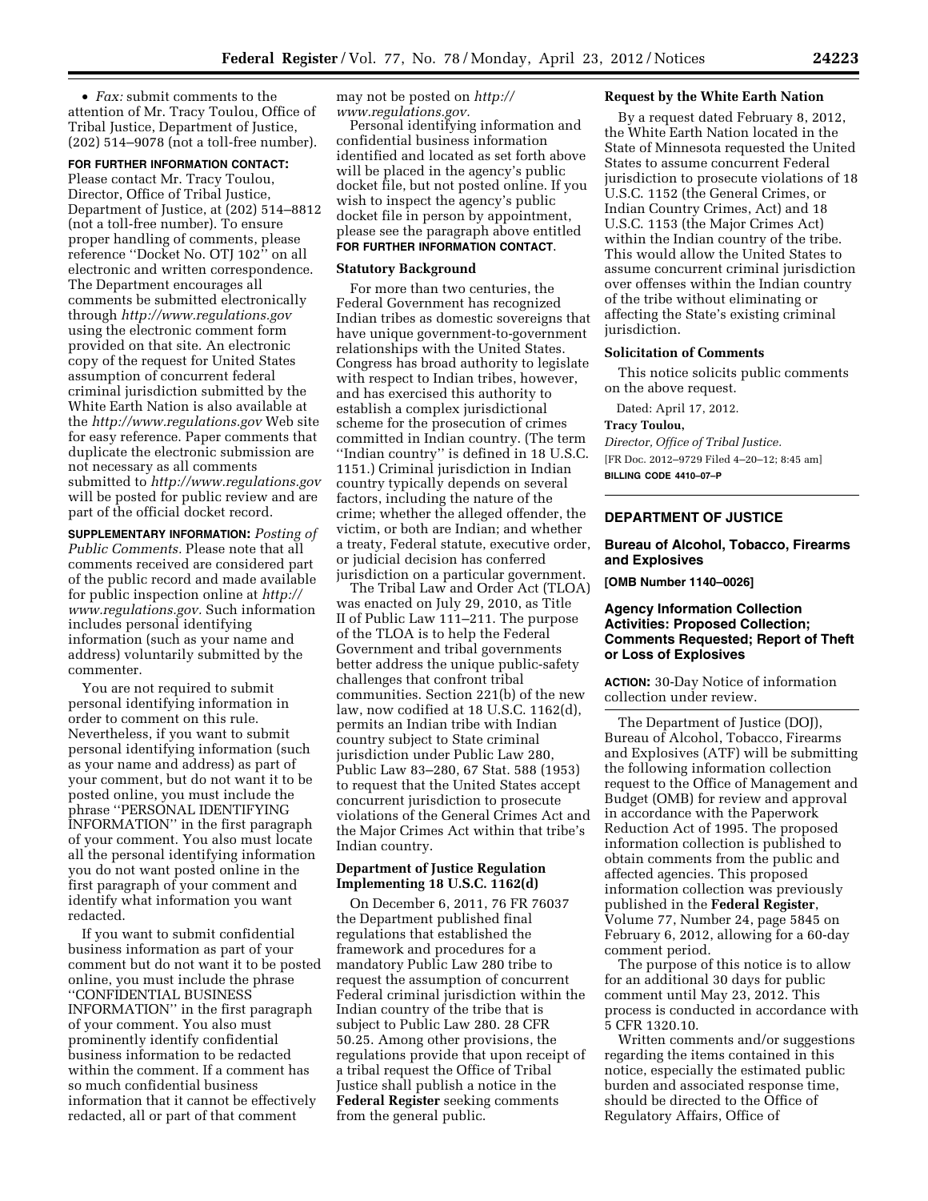- *Fax:* submit comments to the attention of Mr. Tracy Toulou, Office of Tribal Justice, Department of Justice, (202) 514–9078 (not a toll-free number).

**FOR FURTHER INFORMATION CONTACT:** Please contact Mr. Tracy Toulou, Director, Office of Tribal Justice, Department of Justice, at (202) 514–8812 (not a toll-free number). To ensure proper handling of comments, please reference ''Docket No. OTJ 102'' on all electronic and written correspondence. The Department encourages all comments be submitted electronically through *http://www.regulations.gov* using the electronic comment form provided on that site. An electronic copy of the request for United States assumption of concurrent federal criminal jurisdiction submitted by the White Earth Nation is also available at the *http://www.regulations.gov* Web site for easy reference. Paper comments that duplicate the electronic submission are not necessary as all comments submitted to *http://www.regulations.gov* will be posted for public review and are part of the official docket record.

**SUPPLEMENTARY INFORMATION:** *Posting of Public Comments.* Please note that all comments received are considered part of the public record and made available for public inspection online at *http://www.regulations.gov.* Such information includes personal identifying information (such as your name and address) voluntarily submitted by the commenter.

You are not required to submit personal identifying information in order to comment on this rule. Nevertheless, if you want to submit personal identifying information (such as your name and address) as part of your comment, but do not want it to be posted online, you must include the phrase ''PERSONAL IDENTIFYING INFORMATION'' in the first paragraph of your comment. You also must locate all the personal identifying information you do not want posted online in the first paragraph of your comment and identify what information you want redacted.

If you want to submit confidential business information as part of your comment but do not want it to be posted online, you must include the phrase ''CONFIDENTIAL BUSINESS INFORMATION'' in the first paragraph of your comment. You also must prominently identify confidential business information to be redacted within the comment. If a comment has so much confidential business information that it cannot be effectively redacted, all or part of that comment may not be posted on *http://www.regulations.gov.*

Personal identifying information and confidential business information identified and located as set forth above will be placed in the agency's public docket file, but not posted online. If you wish to inspect the agency's public docket file in person by appointment, please see the paragraph above entitled **FOR FURTHER INFORMATION CONTACT**.

### Statutory Background

For more than two centuries, the Federal Government has recognized Indian tribes as domestic sovereigns that have unique government-to-government relationships with the United States. Congress has broad authority to legislate with respect to Indian tribes, however, and has exercised this authority to establish a complex jurisdictional scheme for the prosecution of crimes committed in Indian country. (The term ''Indian country'' is defined in 18 U.S.C. 1151.) Criminal jurisdiction in Indian country typically depends on several factors, including the nature of the crime; whether the alleged offender, the victim, or both are Indian; and whether a treaty, Federal statute, executive order, or judicial decision has conferred jurisdiction on a particular government.

The Tribal Law and Order Act (TLOA) was enacted on July 29, 2010, as Title II of Public Law 111–211. The purpose of the TLOA is to help the Federal Government and tribal governments better address the unique public-safety challenges that confront tribal communities. Section 221(b) of the new law, now codified at 18 U.S.C. 1162(d), permits an Indian tribe with Indian country subject to State criminal jurisdiction under Public Law 280, Public Law 83–280, 67 Stat. 588 (1953) to request that the United States accept concurrent jurisdiction to prosecute violations of the General Crimes Act and the Major Crimes Act within that tribe's Indian country.

### Department of Justice Regulation Implementing 18 U.S.C. 1162(d)

On December 6, 2011, 76 FR 76037 the Department published final regulations that established the framework and procedures for a mandatory Public Law 280 tribe to request the assumption of concurrent Federal criminal jurisdiction within the Indian country of the tribe that is subject to Public Law 280. 28 CFR 50.25. Among other provisions, the regulations provide that upon receipt of a tribal request the Office of Tribal Justice shall publish a notice in the **Federal Register** seeking comments from the general public.

### Request by the White Earth Nation

By a request dated February 8, 2012, the White Earth Nation located in the State of Minnesota requested the United States to assume concurrent Federal jurisdiction to prosecute violations of 18 U.S.C. 1152 (the General Crimes, or Indian Country Crimes, Act) and 18 U.S.C. 1153 (the Major Crimes Act) within the Indian country of the tribe. This would allow the United States to assume concurrent criminal jurisdiction over offenses within the Indian country of the tribe without eliminating or affecting the State's existing criminal jurisdiction.

### Solicitation of Comments

This notice solicits public comments on the above request.

Dated: April 17, 2012.

**Tracy Toulou,**

*Director, Office of Tribal Justice.*

[FR Doc. 2012–9729 Filed 4–20–12; 8:45 am]

**BILLING CODE 4410–07–P**

---

## DEPARTMENT OF JUSTICE

### Bureau of Alcohol, Tobacco, Firearms and Explosives

**[OMB Number 1140–0026]**

### Agency Information Collection Activities: Proposed Collection; Comments Requested; Report of Theft or Loss of Explosives

**ACTION:** 30-Day Notice of information collection under review.

The Department of Justice (DOJ), Bureau of Alcohol, Tobacco, Firearms and Explosives (ATF) will be submitting the following information collection request to the Office of Management and Budget (OMB) for review and approval in accordance with the Paperwork Reduction Act of 1995. The proposed information collection is published to obtain comments from the public and affected agencies. This proposed information collection was previously published in the **Federal Register**, Volume 77, Number 24, page 5845 on February 6, 2012, allowing for a 60-day comment period.

The purpose of this notice is to allow for an additional 30 days for public comment until May 23, 2012. This process is conducted in accordance with 5 CFR 1320.10.

Written comments and/or suggestions regarding the items contained in this notice, especially the estimated public burden and associated response time, should be directed to the Office of Regulatory Affairs, Office of